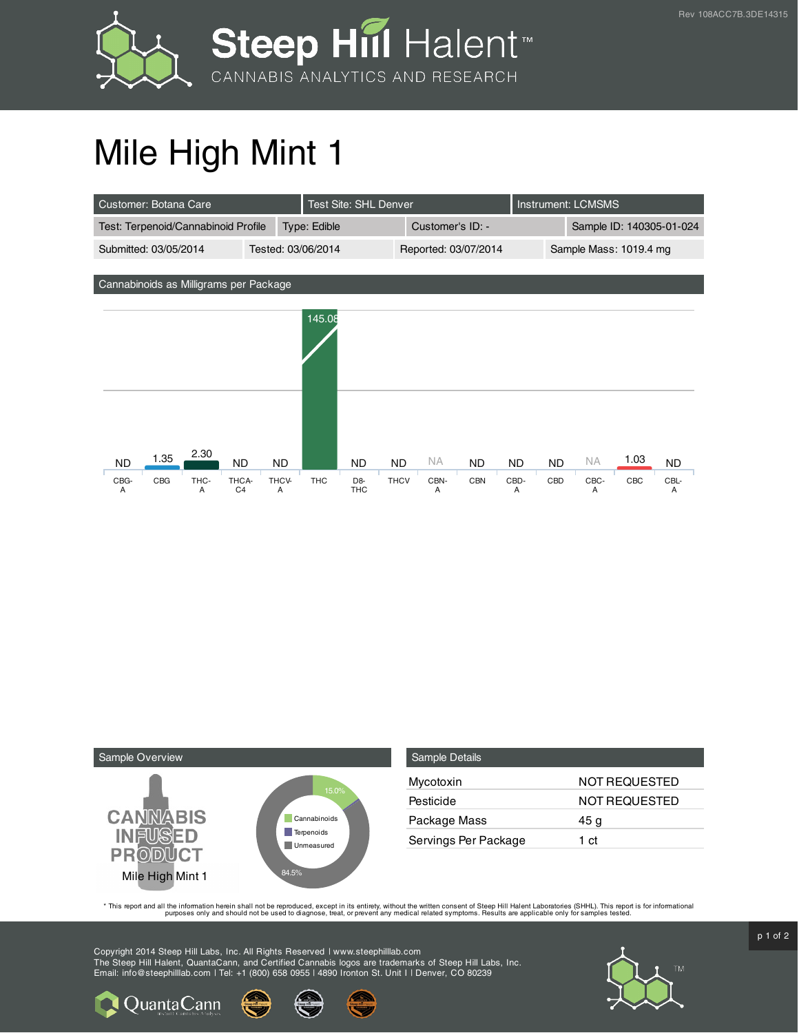# Mile High Mint 1

| Customer: Botana Care | Test Site: SHL Denver | Instrument: LCMSMS | |
|---|---|---|---|
| Test: Terpenoid/Cannabinoid Profile | Type: Edible | Customer's ID: - | Sample ID: 140305-01-024 |
| Submitted: 03/05/2014 | Tested: 03/06/2014 | Reported: 03/07/2014 | Sample Mass: 1019.4 mg |

## Cannabinoids as Milligrams per Package

| CBG-A | CBG | THC-A | THCA-C4 | THCV-A | THC | D8-THC | THCV | CBN-A | CBN | CBD-A | CBD | CBC-A | CBC | CBL-A |
|---|---|---|---|---|---|---|---|---|---|---|---|---|---|---|
| ND | 1.35 | 2.30 | ND | ND | 145.08 | ND | ND | NA | ND | ND | ND | NA | 1.03 | ND |

## Sample Overview

CANNABIS INFUSED PRODUCT

Mile High Mint 1

- Cannabinoids: 15.0%
- Terpenoids
- Unmeasured: 84.5%

## Sample Details

| | |
|---|---|
| Mycotoxin | NOT REQUESTED |
| Pesticide | NOT REQUESTED |
| Package Mass | 45 g |
| Servings Per Package | 1 ct |

* This report and all the information herein shall not be reproduced, except in its entirety, without the written consent of Steep Hill Halent Laboratories (SHHL). This report is for informational purposes only and should not be used to diagnose, treat, or prevent any medical related symptoms. Results are applicable only for samples tested.

Copyright 2014 Steep Hill Labs, Inc. All Rights Reserved | www.steephilllab.com
The Steep Hill Halent, QuantaCann, and Certified Cannabis logos are trademarks of Steep Hill Labs, Inc.
Email: info@steephilllab.com | Tel: +1 (800) 658 0955 | 4890 Ironton St. Unit I | Denver, CO 80239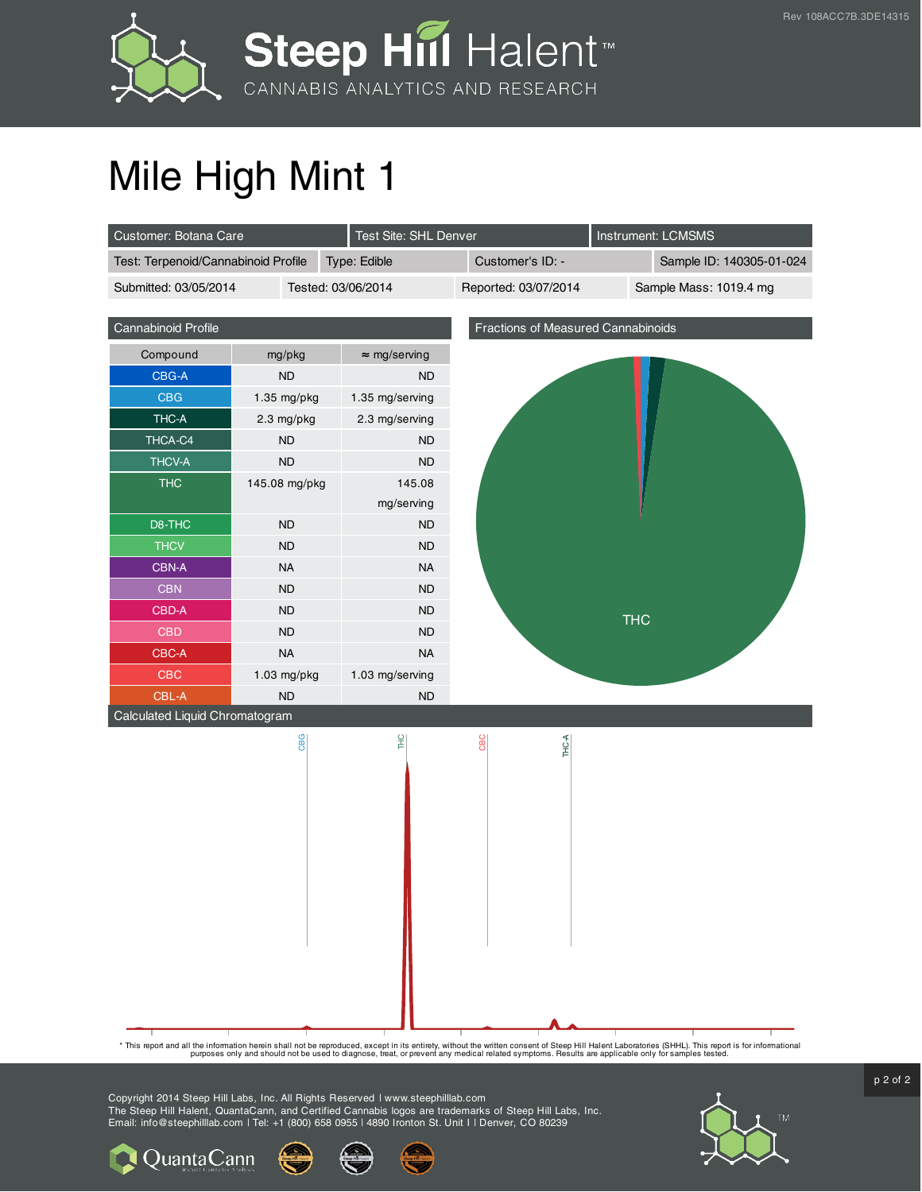Rev 108ACC7B.3DE14315

Steep Hill Halent™

CANNABIS ANALYTICS AND RESEARCH

# Mile High Mint 1

| | | | |
|---|---|---|---|
| Customer: Botana Care | Test Site: SHL Denver | Instrument: LCMSMS | |
| Test: Terpenoid/Cannabinoid Profile | Type: Edible | Customer's ID: - | Sample ID: 140305-01-024 |
| Submitted: 03/05/2014 | Tested: 03/06/2014 | Reported: 03/07/2014 | Sample Mass: 1019.4 mg |

## Cannabinoid Profile

| Compound | mg/pkg | ≈ mg/serving |
|---|---|---|
| CBG-A | ND | ND |
| CBG | 1.35 mg/pkg | 1.35 mg/serving |
| THC-A | 2.3 mg/pkg | 2.3 mg/serving |
| THCA-C4 | ND | ND |
| THCV-A | ND | ND |
| THC | 145.08 mg/pkg | 145.08 mg/serving |
| D8-THC | ND | ND |
| THCV | ND | ND |
| CBN-A | NA | NA |
| CBN | ND | ND |
| CBD-A | ND | ND |
| CBD | ND | ND |
| CBC-A | NA | NA |
| CBC | 1.03 mg/pkg | 1.03 mg/serving |
| CBL-A | ND | ND |

## Fractions of Measured Cannabinoids

THC

## Calculated Liquid Chromatogram

CBG
THC
CBC
THC-A

* This report and all the information herein shall not be reproduced, except in its entirety, without the written consent of Steep Hill Halent Laboratories (SHHL). This report is for informational purposes only and should not be used to diagnose, treat, or prevent any medical related symptoms. Results are applicable only for samples tested.

Copyright 2014 Steep Hill Labs, Inc. All Rights Reserved | www.steephilllab.com
The Steep Hill Halent, QuantaCann, and Certified Cannabis logos are trademarks of Steep Hill Labs, Inc.
Email: info@steephilllab.com | Tel: +1 (800) 658 0955 | 4890 Ironton St. Unit I | Denver, CO 80239